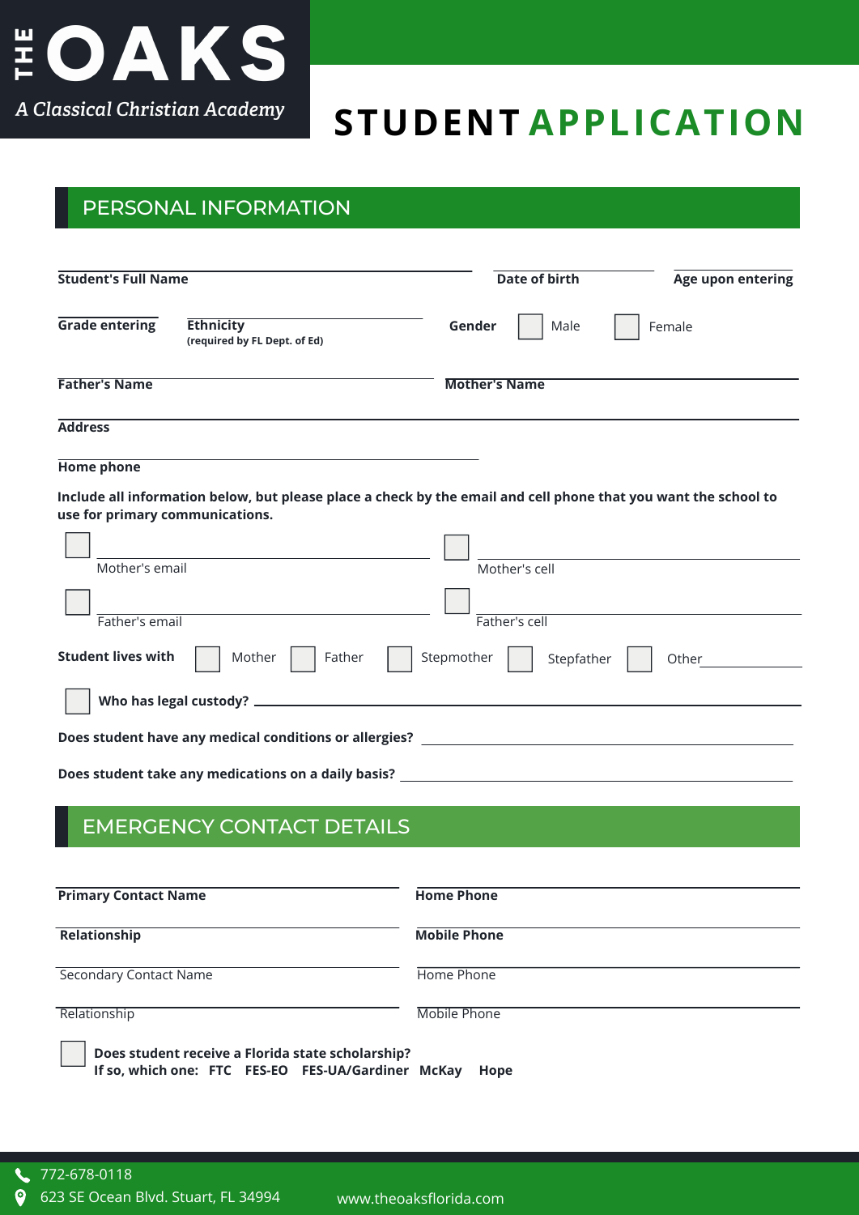# THE OAKS

*A Classical Christian Academy*

# STUDENT APPLICATION

## PERSONAL INFORMATION

**Student's Full Name** ______________________ **Date of birth** __________ **Age upon entering** __________

**Grade entering** __________ **Ethnicity** __________ **(required by FL Dept. of Ed)** **Gender** ☐ Male ☐ Female

**Father's Name** ______________________ **Mother's Name** ______________________

**Address** ______________________

**Home phone** ______________________

**Include all information below, but please place a check by the email and cell phone that you want the school to use for primary communications.**

☐ __________ Mother's email ☐ __________ Mother's cell

☐ __________ Father's email ☐ __________ Father's cell

**Student lives with** ☐ Mother ☐ Father ☐ Stepmother ☐ Stepfather ☐ Other __________

☐ **Who has legal custody?** ______________________

**Does student have any medical conditions or allergies?** ______________________

**Does student take any medications on a daily basis?** ______________________

## EMERGENCY CONTACT DETAILS

**Primary Contact Name** __________ **Home Phone** __________

**Relationship** __________ **Mobile Phone** __________

Secondary Contact Name __________ Home Phone __________

Relationship __________ Mobile Phone __________

☐ **Does student receive a Florida state scholarship?**
**If so, which one: FTC FES-EO FES-UA/Gardiner McKay Hope**

772-678-0118
623 SE Ocean Blvd. Stuart, FL 34994
www.theoaksflorida.com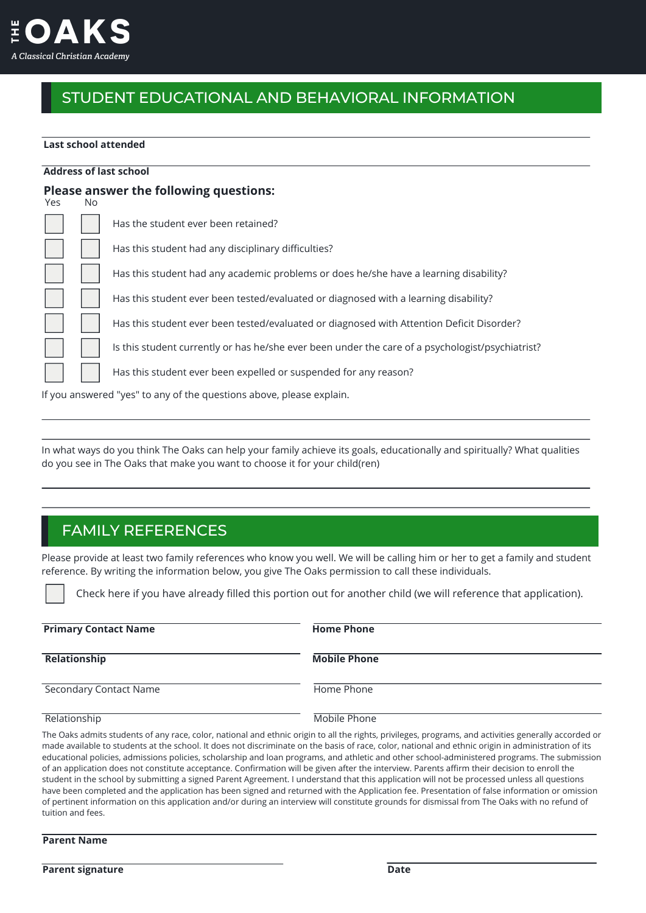THE OAKS

*A Classical Christian Academy*

## STUDENT EDUCATIONAL AND BEHAVIORAL INFORMATION

**Last school attended**

**Address of last school**

### Please answer the following questions:

| Yes | No | |
|---|---|---|
| ☐ | ☐ | Has the student ever been retained? |
| ☐ | ☐ | Has this student had any disciplinary difficulties? |
| ☐ | ☐ | Has this student had any academic problems or does he/she have a learning disability? |
| ☐ | ☐ | Has this student ever been tested/evaluated or diagnosed with a learning disability? |
| ☐ | ☐ | Has this student ever been tested/evaluated or diagnosed with Attention Deficit Disorder? |
| ☐ | ☐ | Is this student currently or has he/she ever been under the care of a psychologist/psychiatrist? |
| ☐ | ☐ | Has this student ever been expelled or suspended for any reason? |

If you answered "yes" to any of the questions above, please explain.

In what ways do you think The Oaks can help your family achieve its goals, educationally and spiritually? What qualities do you see in The Oaks that make you want to choose it for your child(ren)

## FAMILY REFERENCES

Please provide at least two family references who know you well. We will be calling him or her to get a family and student reference. By writing the information below, you give The Oaks permission to call these individuals.

☐ Check here if you have already filled this portion out for another child (we will reference that application).

**Primary Contact Name** | **Home Phone**

**Relationship** | **Mobile Phone**

Secondary Contact Name | Home Phone

Relationship | Mobile Phone

The Oaks admits students of any race, color, national and ethnic origin to all the rights, privileges, programs, and activities generally accorded or made available to students at the school. It does not discriminate on the basis of race, color, national and ethnic origin in administration of its educational policies, admissions policies, scholarship and loan programs, and athletic and other school-administered programs. The submission of an application does not constitute acceptance. Confirmation will be given after the interview. Parents affirm their decision to enroll the student in the school by submitting a signed Parent Agreement. I understand that this application will not be processed unless all questions have been completed and the application has been signed and returned with the Application fee. Presentation of false information or omission of pertinent information on this application and/or during an interview will constitute grounds for dismissal from The Oaks with no refund of tuition and fees.

**Parent Name**

**Parent signature** | **Date**